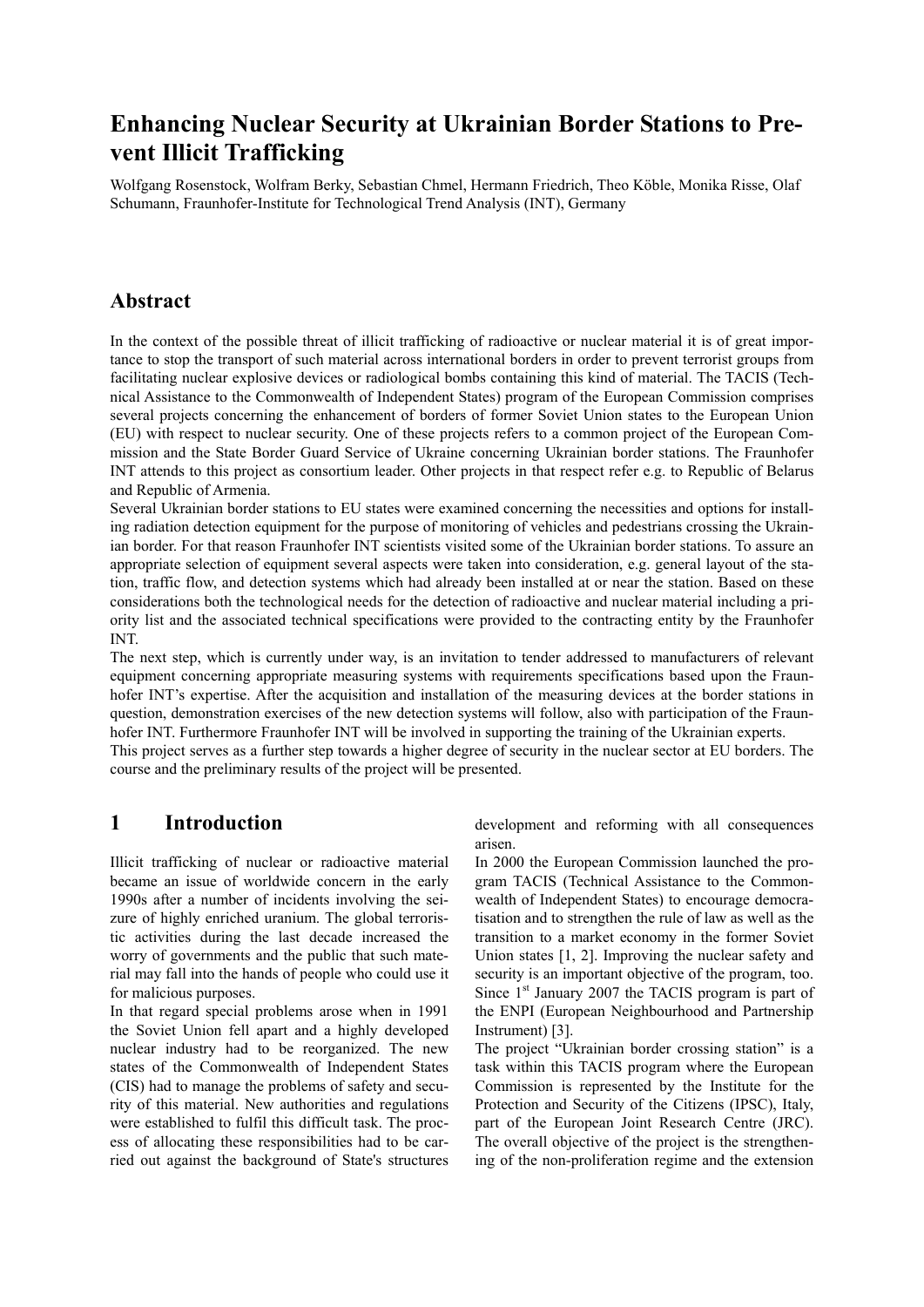# Enhancing Nuclear Security at Ukrainian Border Stations to Prevent Illicit Trafficking

Wolfgang Rosenstock, Wolfram Berky, Sebastian Chmel, Hermann Friedrich, Theo Köble, Monika Risse, Olaf Schumann, Fraunhofer-Institute for Technological Trend Analysis (INT), Germany

## Abstract

In the context of the possible threat of illicit trafficking of radioactive or nuclear material it is of great importance to stop the transport of such material across international borders in order to prevent terrorist groups from facilitating nuclear explosive devices or radiological bombs containing this kind of material. The TACIS (Technical Assistance to the Commonwealth of Independent States) program of the European Commission comprises several projects concerning the enhancement of borders of former Soviet Union states to the European Union (EU) with respect to nuclear security. One of these projects refers to a common project of the European Commission and the State Border Guard Service of Ukraine concerning Ukrainian border stations. The Fraunhofer INT attends to this project as consortium leader. Other projects in that respect refer e.g. to Republic of Belarus and Republic of Armenia.

Several Ukrainian border stations to EU states were examined concerning the necessities and options for installing radiation detection equipment for the purpose of monitoring of vehicles and pedestrians crossing the Ukrainian border. For that reason Fraunhofer INT scientists visited some of the Ukrainian border stations. To assure an appropriate selection of equipment several aspects were taken into consideration, e.g. general layout of the station, traffic flow, and detection systems which had already been installed at or near the station. Based on these considerations both the technological needs for the detection of radioactive and nuclear material including a priority list and the associated technical specifications were provided to the contracting entity by the Fraunhofer INT.

The next step, which is currently under way, is an invitation to tender addressed to manufacturers of relevant equipment concerning appropriate measuring systems with requirements specifications based upon the Fraunhofer INT's expertise. After the acquisition and installation of the measuring devices at the border stations in question, demonstration exercises of the new detection systems will follow, also with participation of the Fraunhofer INT. Furthermore Fraunhofer INT will be involved in supporting the training of the Ukrainian experts.

This project serves as a further step towards a higher degree of security in the nuclear sector at EU borders. The course and the preliminary results of the project will be presented.

## 1 Introduction

Illicit trafficking of nuclear or radioactive material became an issue of worldwide concern in the early 1990s after a number of incidents involving the seizure of highly enriched uranium. The global terroristic activities during the last decade increased the worry of governments and the public that such material may fall into the hands of people who could use it for malicious purposes.

In that regard special problems arose when in 1991 the Soviet Union fell apart and a highly developed nuclear industry had to be reorganized. The new states of the Commonwealth of Independent States (CIS) had to manage the problems of safety and security of this material. New authorities and regulations were established to fulfil this difficult task. The process of allocating these responsibilities had to be carried out against the background of State's structures development and reforming with all consequences arisen.

In 2000 the European Commission launched the program TACIS (Technical Assistance to the Commonwealth of Independent States) to encourage democratisation and to strengthen the rule of law as well as the transition to a market economy in the former Soviet Union states [1, 2]. Improving the nuclear safety and security is an important objective of the program, too. Since 1st January 2007 the TACIS program is part of the ENPI (European Neighbourhood and Partnership Instrument) [3].

The project "Ukrainian border crossing station" is a task within this TACIS program where the European Commission is represented by the Institute for the Protection and Security of the Citizens (IPSC), Italy, part of the European Joint Research Centre (JRC). The overall objective of the project is the strengthening of the non-proliferation regime and the extension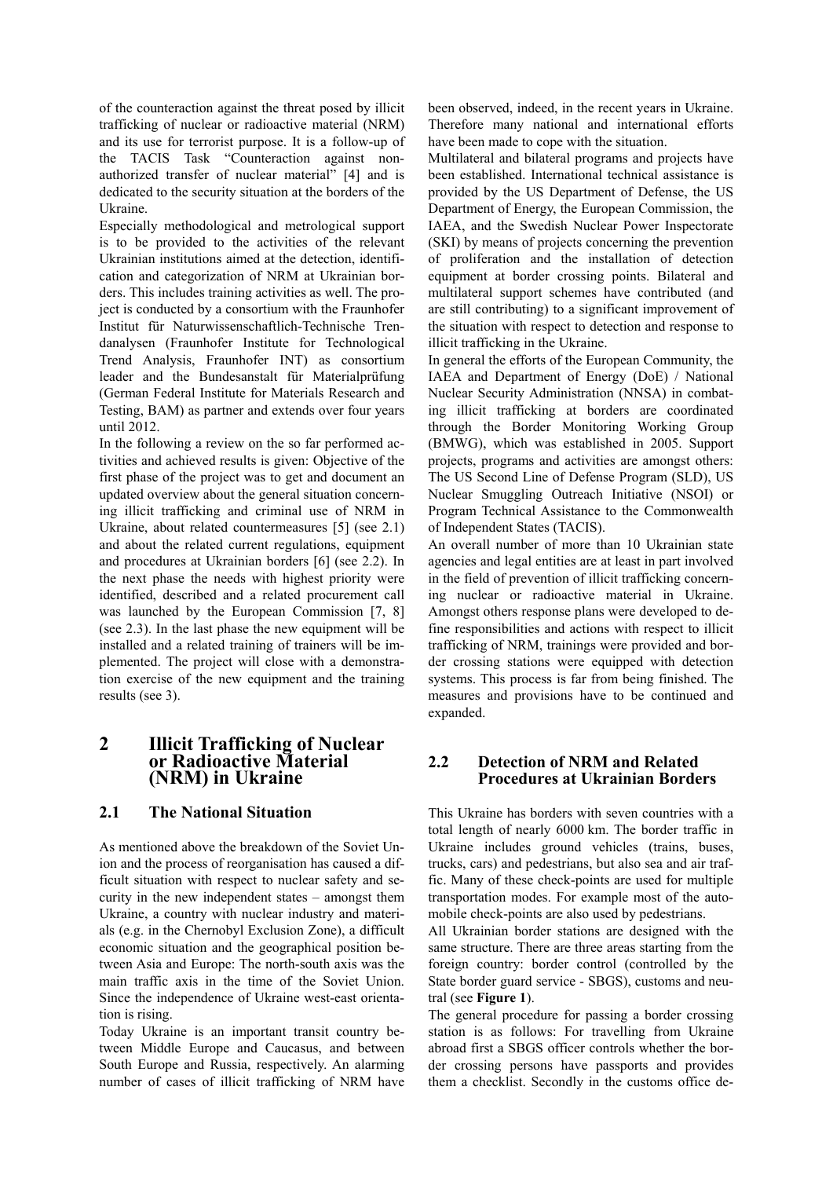of the counteraction against the threat posed by illicit trafficking of nuclear or radioactive material (NRM) and its use for terrorist purpose. It is a follow-up of the TACIS Task "Counteraction against non-authorized transfer of nuclear material" [4] and is dedicated to the security situation at the borders of the Ukraine.

Especially methodological and metrological support is to be provided to the activities of the relevant Ukrainian institutions aimed at the detection, identification and categorization of NRM at Ukrainian borders. This includes training activities as well. The project is conducted by a consortium with the Fraunhofer Institut für Naturwissenschaftlich-Technische Trendanalysen (Fraunhofer Institute for Technological Trend Analysis, Fraunhofer INT) as consortium leader and the Bundesanstalt für Materialprüfung (German Federal Institute for Materials Research and Testing, BAM) as partner and extends over four years until 2012.

In the following a review on the so far performed activities and achieved results is given: Objective of the first phase of the project was to get and document an updated overview about the general situation concerning illicit trafficking and criminal use of NRM in Ukraine, about related countermeasures [5] (see 2.1) and about the related current regulations, equipment and procedures at Ukrainian borders [6] (see 2.2). In the next phase the needs with highest priority were identified, described and a related procurement call was launched by the European Commission [7, 8] (see 2.3). In the last phase the new equipment will be installed and a related training of trainers will be implemented. The project will close with a demonstration exercise of the new equipment and the training results (see 3).

# 2 Illicit Trafficking of Nuclear or Radioactive Material (NRM) in Ukraine

## 2.1 The National Situation

As mentioned above the breakdown of the Soviet Union and the process of reorganisation has caused a difficult situation with respect to nuclear safety and security in the new independent states – amongst them Ukraine, a country with nuclear industry and materials (e.g. in the Chernobyl Exclusion Zone), a difficult economic situation and the geographical position between Asia and Europe: The north-south axis was the main traffic axis in the time of the Soviet Union. Since the independence of Ukraine west-east orientation is rising.

Today Ukraine is an important transit country between Middle Europe and Caucasus, and between South Europe and Russia, respectively. An alarming number of cases of illicit trafficking of NRM have been observed, indeed, in the recent years in Ukraine. Therefore many national and international efforts have been made to cope with the situation.

Multilateral and bilateral programs and projects have been established. International technical assistance is provided by the US Department of Defense, the US Department of Energy, the European Commission, the IAEA, and the Swedish Nuclear Power Inspectorate (SKI) by means of projects concerning the prevention of proliferation and the installation of detection equipment at border crossing points. Bilateral and multilateral support schemes have contributed (and are still contributing) to a significant improvement of the situation with respect to detection and response to illicit trafficking in the Ukraine.

In general the efforts of the European Community, the IAEA and Department of Energy (DoE) / National Nuclear Security Administration (NNSA) in combating illicit trafficking at borders are coordinated through the Border Monitoring Working Group (BMWG), which was established in 2005. Support projects, programs and activities are amongst others: The US Second Line of Defense Program (SLD), US Nuclear Smuggling Outreach Initiative (NSOI) or Program Technical Assistance to the Commonwealth of Independent States (TACIS).

An overall number of more than 10 Ukrainian state agencies and legal entities are at least in part involved in the field of prevention of illicit trafficking concerning nuclear or radioactive material in Ukraine. Amongst others response plans were developed to define responsibilities and actions with respect to illicit trafficking of NRM, trainings were provided and border crossing stations were equipped with detection systems. This process is far from being finished. The measures and provisions have to be continued and expanded.

## 2.2 Detection of NRM and Related Procedures at Ukrainian Borders

This Ukraine has borders with seven countries with a total length of nearly 6000 km. The border traffic in Ukraine includes ground vehicles (trains, buses, trucks, cars) and pedestrians, but also sea and air traffic. Many of these check-points are used for multiple transportation modes. For example most of the automobile check-points are also used by pedestrians.

All Ukrainian border stations are designed with the same structure. There are three areas starting from the foreign country: border control (controlled by the State border guard service - SBGS), customs and neutral (see **Figure 1**).

The general procedure for passing a border crossing station is as follows: For travelling from Ukraine abroad first a SBGS officer controls whether the border crossing persons have passports and provides them a checklist. Secondly in the customs office de-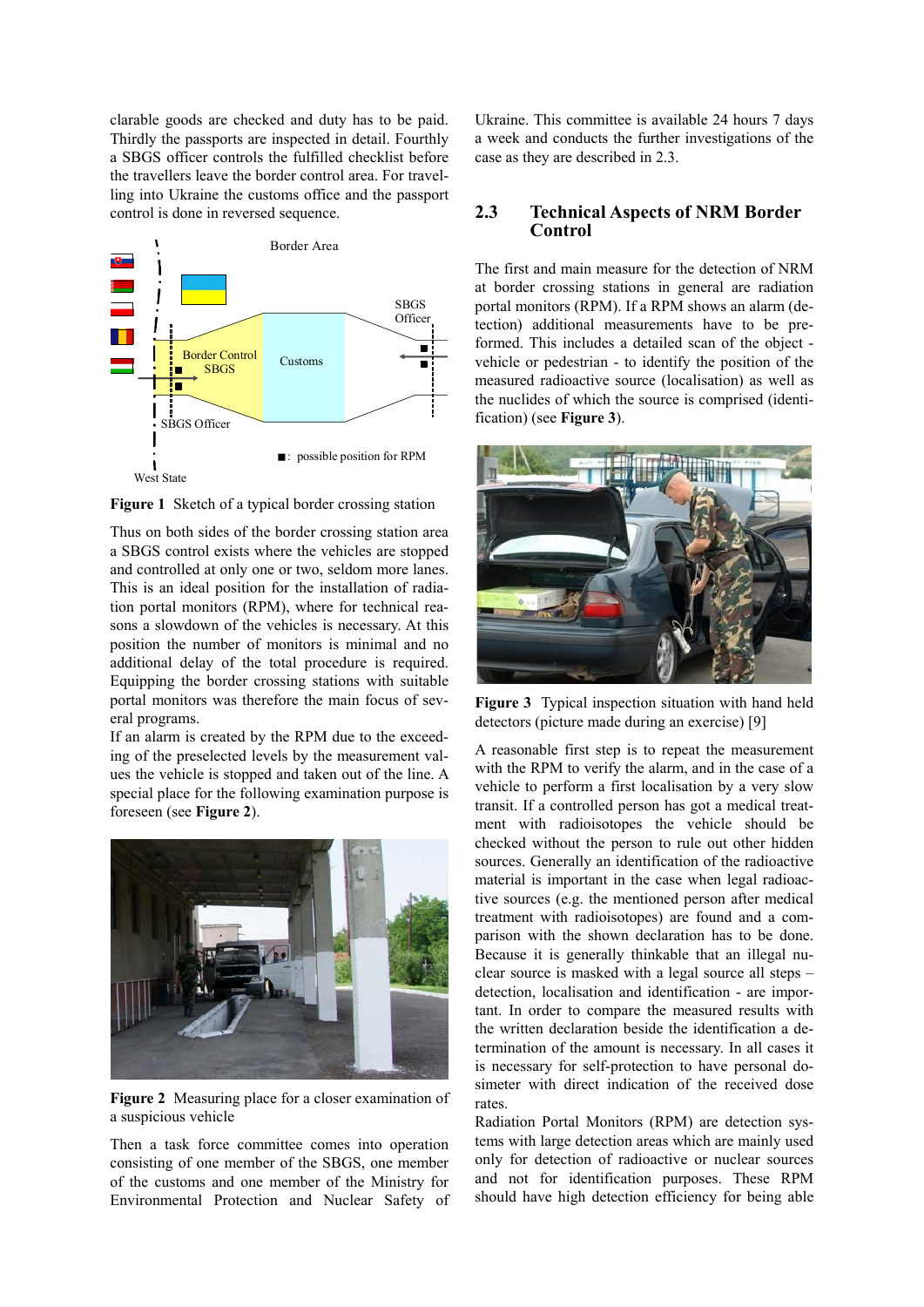clarable goods are checked and duty has to be paid. Thirdly the passports are inspected in detail. Fourthly a SBGS officer controls the fulfilled checklist before the travellers leave the border control area. For travelling into Ukraine the customs office and the passport control is done in reversed sequence.

**Figure 1** Sketch of a typical border crossing station

Thus on both sides of the border crossing station area a SBGS control exists where the vehicles are stopped and controlled at only one or two, seldom more lanes. This is an ideal position for the installation of radiation portal monitors (RPM), where for technical reasons a slowdown of the vehicles is necessary. At this position the number of monitors is minimal and no additional delay of the total procedure is required. Equipping the border crossing stations with suitable portal monitors was therefore the main focus of several programs.

If an alarm is created by the RPM due to the exceeding of the preselected levels by the measurement values the vehicle is stopped and taken out of the line. A special place for the following examination purpose is foreseen (see **Figure 2**).

**Figure 2** Measuring place for a closer examination of a suspicious vehicle

Then a task force committee comes into operation consisting of one member of the SBGS, one member of the customs and one member of the Ministry for Environmental Protection and Nuclear Safety of Ukraine. This committee is available 24 hours 7 days a week and conducts the further investigations of the case as they are described in 2.3.

## 2.3 Technical Aspects of NRM Border Control

The first and main measure for the detection of NRM at border crossing stations in general are radiation portal monitors (RPM). If a RPM shows an alarm (detection) additional measurements have to be preformed. This includes a detailed scan of the object - vehicle or pedestrian - to identify the position of the measured radioactive source (localisation) as well as the nuclides of which the source is comprised (identification) (see **Figure 3**).

**Figure 3** Typical inspection situation with hand held detectors (picture made during an exercise) [9]

A reasonable first step is to repeat the measurement with the RPM to verify the alarm, and in the case of a vehicle to perform a first localisation by a very slow transit. If a controlled person has got a medical treatment with radioisotopes the vehicle should be checked without the person to rule out other hidden sources. Generally an identification of the radioactive material is important in the case when legal radioactive sources (e.g. the mentioned person after medical treatment with radioisotopes) are found and a comparison with the shown declaration has to be done. Because it is generally thinkable that an illegal nuclear source is masked with a legal source all steps – detection, localisation and identification - are important. In order to compare the measured results with the written declaration beside the identification a determination of the amount is necessary. In all cases it is necessary for self-protection to have personal dosimeter with direct indication of the received dose rates.

Radiation Portal Monitors (RPM) are detection systems with large detection areas which are mainly used only for detection of radioactive or nuclear sources and not for identification purposes. These RPM should have high detection efficiency for being able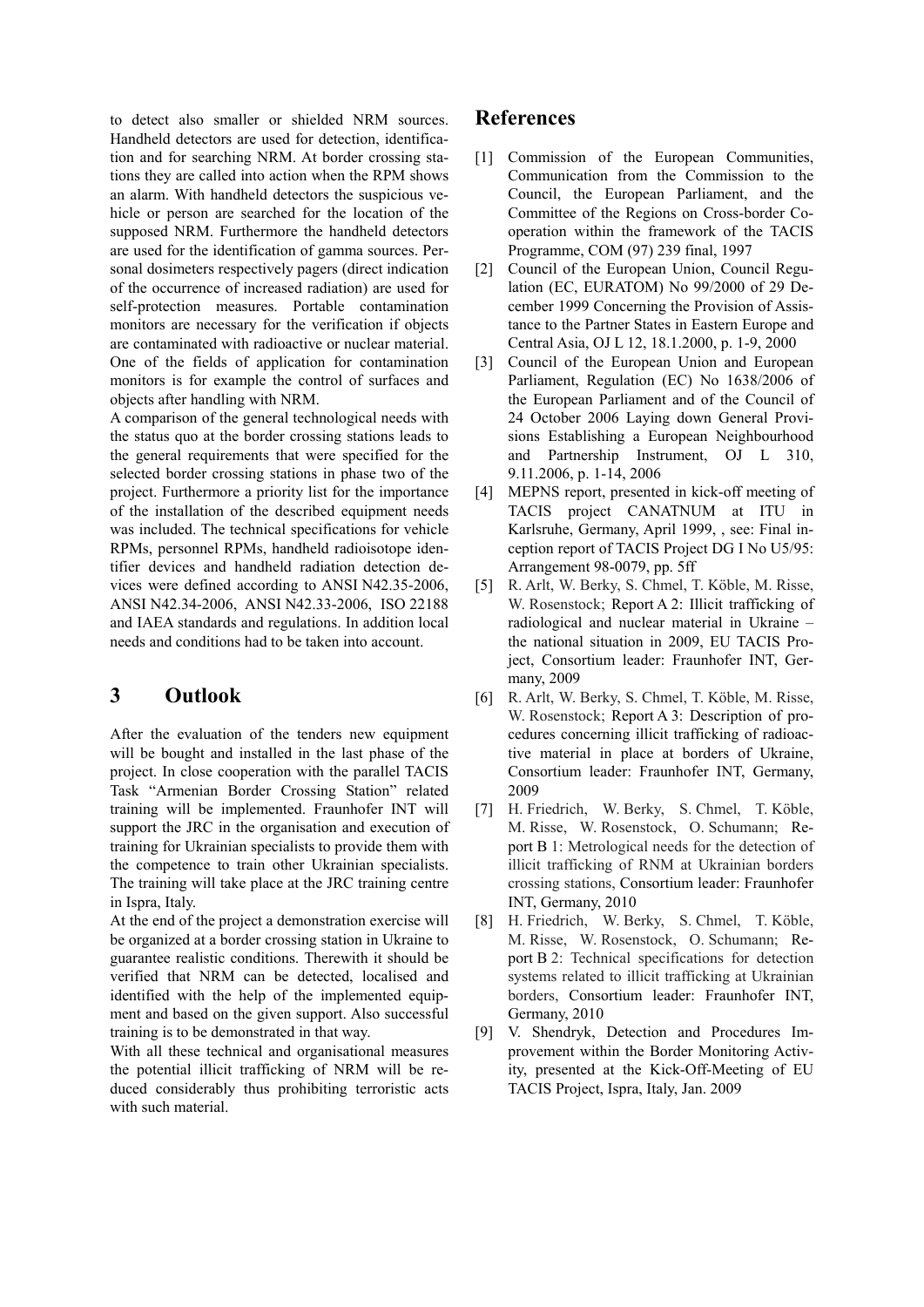to detect also smaller or shielded NRM sources. Handheld detectors are used for detection, identification and for searching NRM. At border crossing stations they are called into action when the RPM shows an alarm. With handheld detectors the suspicious vehicle or person are searched for the location of the supposed NRM. Furthermore the handheld detectors are used for the identification of gamma sources. Personal dosimeters respectively pagers (direct indication of the occurrence of increased radiation) are used for self-protection measures. Portable contamination monitors are necessary for the verification if objects are contaminated with radioactive or nuclear material. One of the fields of application for contamination monitors is for example the control of surfaces and objects after handling with NRM.

A comparison of the general technological needs with the status quo at the border crossing stations leads to the general requirements that were specified for the selected border crossing stations in phase two of the project. Furthermore a priority list for the importance of the installation of the described equipment needs was included. The technical specifications for vehicle RPMs, personnel RPMs, handheld radioisotope identifier devices and handheld radiation detection devices were defined according to ANSI N42.35-2006, ANSI N42.34-2006, ANSI N42.33-2006, ISO 22188 and IAEA standards and regulations. In addition local needs and conditions had to be taken into account.

# 3 Outlook

After the evaluation of the tenders new equipment will be bought and installed in the last phase of the project. In close cooperation with the parallel TACIS Task "Armenian Border Crossing Station" related training will be implemented. Fraunhofer INT will support the JRC in the organisation and execution of training for Ukrainian specialists to provide them with the competence to train other Ukrainian specialists. The training will take place at the JRC training centre in Ispra, Italy.

At the end of the project a demonstration exercise will be organized at a border crossing station in Ukraine to guarantee realistic conditions. Therewith it should be verified that NRM can be detected, localised and identified with the help of the implemented equipment and based on the given support. Also successful training is to be demonstrated in that way.

With all these technical and organisational measures the potential illicit trafficking of NRM will be reduced considerably thus prohibiting terroristic acts with such material.

# References

[1] Commission of the European Communities, Communication from the Commission to the Council, the European Parliament, and the Committee of the Regions on Cross-border Cooperation within the framework of the TACIS Programme, COM (97) 239 final, 1997

[2] Council of the European Union, Council Regulation (EC, EURATOM) No 99/2000 of 29 December 1999 Concerning the Provision of Assistance to the Partner States in Eastern Europe and Central Asia, OJ L 12, 18.1.2000, p. 1-9, 2000

[3] Council of the European Union and European Parliament, Regulation (EC) No 1638/2006 of the European Parliament and of the Council of 24 October 2006 Laying down General Provisions Establishing a European Neighbourhood and Partnership Instrument, OJ L 310, 9.11.2006, p. 1-14, 2006

[4] MEPNS report, presented in kick-off meeting of TACIS project CANATNUM at ITU in Karlsruhe, Germany, April 1999, , see: Final inception report of TACIS Project DG I No U5/95: Arrangement 98-0079, pp. 5ff

[5] R. Arlt, W. Berky, S. Chmel, T. Köble, M. Risse, W. Rosenstock; Report A 2: Illicit trafficking of radiological and nuclear material in Ukraine – the national situation in 2009, EU TACIS Project, Consortium leader: Fraunhofer INT, Germany, 2009

[6] R. Arlt, W. Berky, S. Chmel, T. Köble, M. Risse, W. Rosenstock; Report A 3: Description of procedures concerning illicit trafficking of radioactive material in place at borders of Ukraine, Consortium leader: Fraunhofer INT, Germany, 2009

[7] H. Friedrich, W. Berky, S. Chmel, T. Köble, M. Risse, W. Rosenstock, O. Schumann; Report B 1: Metrological needs for the detection of illicit trafficking of RNM at Ukrainian borders crossing stations, Consortium leader: Fraunhofer INT, Germany, 2010

[8] H. Friedrich, W. Berky, S. Chmel, T. Köble, M. Risse, W. Rosenstock, O. Schumann; Report B 2: Technical specifications for detection systems related to illicit trafficking at Ukrainian borders, Consortium leader: Fraunhofer INT, Germany, 2010

[9] V. Shendryk, Detection and Procedures Improvement within the Border Monitoring Activity, presented at the Kick-Off-Meeting of EU TACIS Project, Ispra, Italy, Jan. 2009